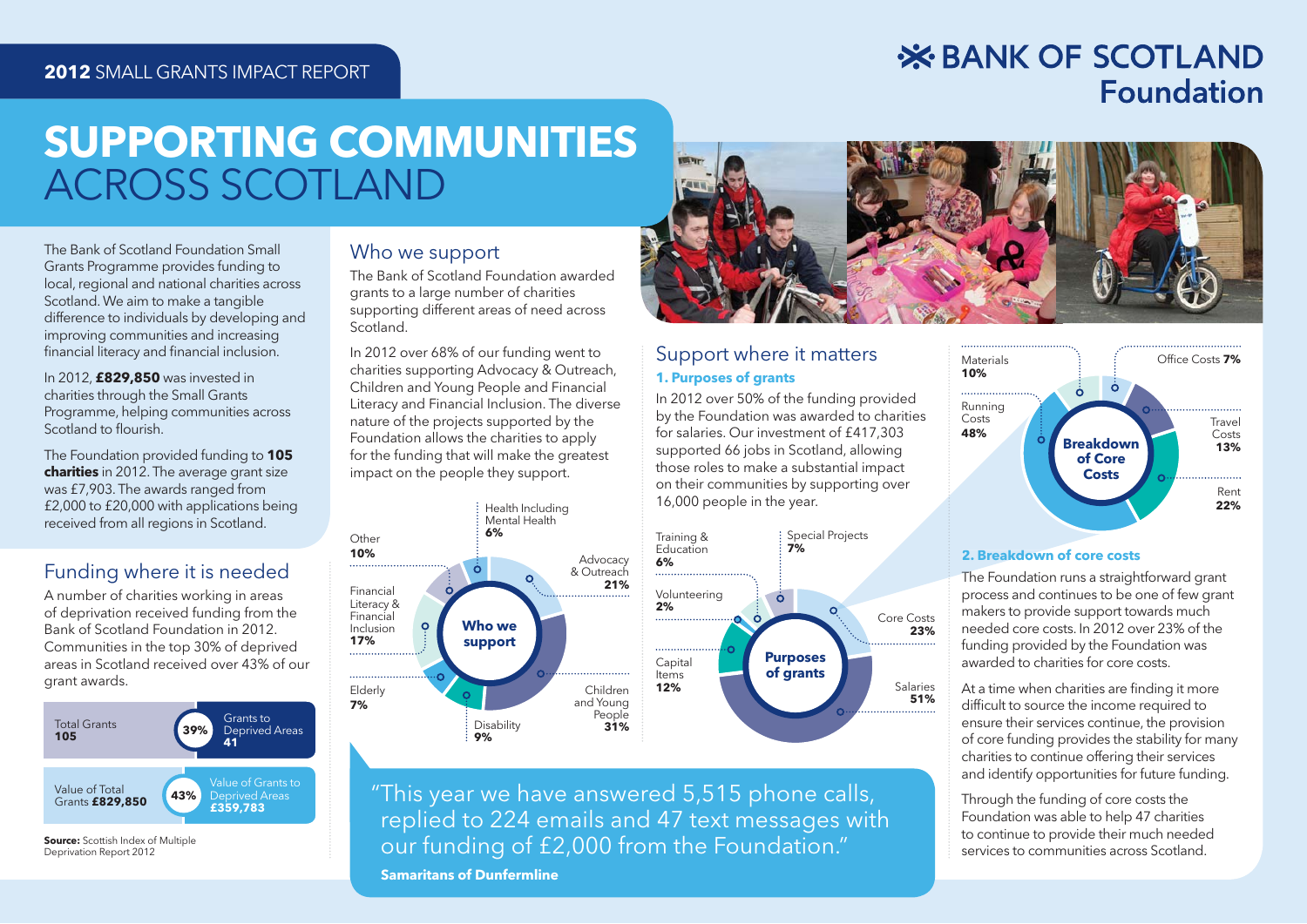**2012** SMALL GRANTS IMPACT REPORT

BANK OF SCOTLAND Foundation

# SUPPORTING COMMUNITIES ACROSS SCOTLAND

The Bank of Scotland Foundation Small Grants Programme provides funding to local, regional and national charities across Scotland. We aim to make a tangible difference to individuals by developing and improving communities and increasing financial literacy and financial inclusion.

In 2012, **£829,850** was invested in charities through the Small Grants Programme, helping communities across Scotland to flourish.

The Foundation provided funding to **105 charities** in 2012. The average grant size was £7,903. The awards ranged from £2,000 to £20,000 with applications being received from all regions in Scotland.

## Funding where it is needed

A number of charities working in areas of deprivation received funding from the Bank of Scotland Foundation in 2012. Communities in the top 30% of deprived areas in Scotland received over 43% of our grant awards.

| | % | |
|---|---|---|
| Total Grants **105** | **39%** | Grants to Deprived Areas **41** |
| Value of Total Grants **£829,850** | **43%** | Value of Grants to Deprived Areas **£359,783** |

**Source:** Scottish Index of Multiple Deprivation Report 2012

## Who we support

The Bank of Scotland Foundation awarded grants to a large number of charities supporting different areas of need across Scotland.

In 2012 over 68% of our funding went to charities supporting Advocacy & Outreach, Children and Young People and Financial Literacy and Financial Inclusion. The diverse nature of the projects supported by the Foundation allows the charities to apply for the funding that will make the greatest impact on the people they support.

**Who we support**

| Category | % |
|---|---|
| Advocacy & Outreach | 21% |
| Children and Young People | 31% |
| Disability | 9% |
| Elderly | 7% |
| Financial Literacy & Financial Inclusion | 17% |
| Other | 10% |
| Health Including Mental Health | 6% |

## Support where it matters

### 1. Purposes of grants

In 2012 over 50% of the funding provided by the Foundation was awarded to charities for salaries. Our investment of £417,303 supported 66 jobs in Scotland, allowing those roles to make a substantial impact on their communities by supporting over 16,000 people in the year.

**Purposes of grants**

| Purpose | % |
|---|---|
| Core Costs | 23% |
| Salaries | 51% |
| Capital Items | 12% |
| Volunteering | 2% |
| Training & Education | 6% |
| Special Projects | 7% |

**Breakdown of Core Costs**

| Cost | % |
|---|---|
| Office Costs | 7% |
| Travel Costs | 13% |
| Rent | 22% |
| Running Costs | 48% |
| Materials | 10% |

### 2. Breakdown of core costs

The Foundation runs a straightforward grant process and continues to be one of few grant makers to provide support towards much needed core costs. In 2012 over 23% of the funding provided by the Foundation was awarded to charities for core costs.

At a time when charities are finding it more difficult to source the income required to ensure their services continue, the provision of core funding provides the stability for many charities to continue offering their services and identify opportunities for future funding.

Through the funding of core costs the Foundation was able to help 47 charities to continue to provide their much needed services to communities across Scotland.

"This year we have answered 5,515 phone calls, replied to 224 emails and 47 text messages with our funding of £2,000 from the Foundation."

**Samaritans of Dunfermline**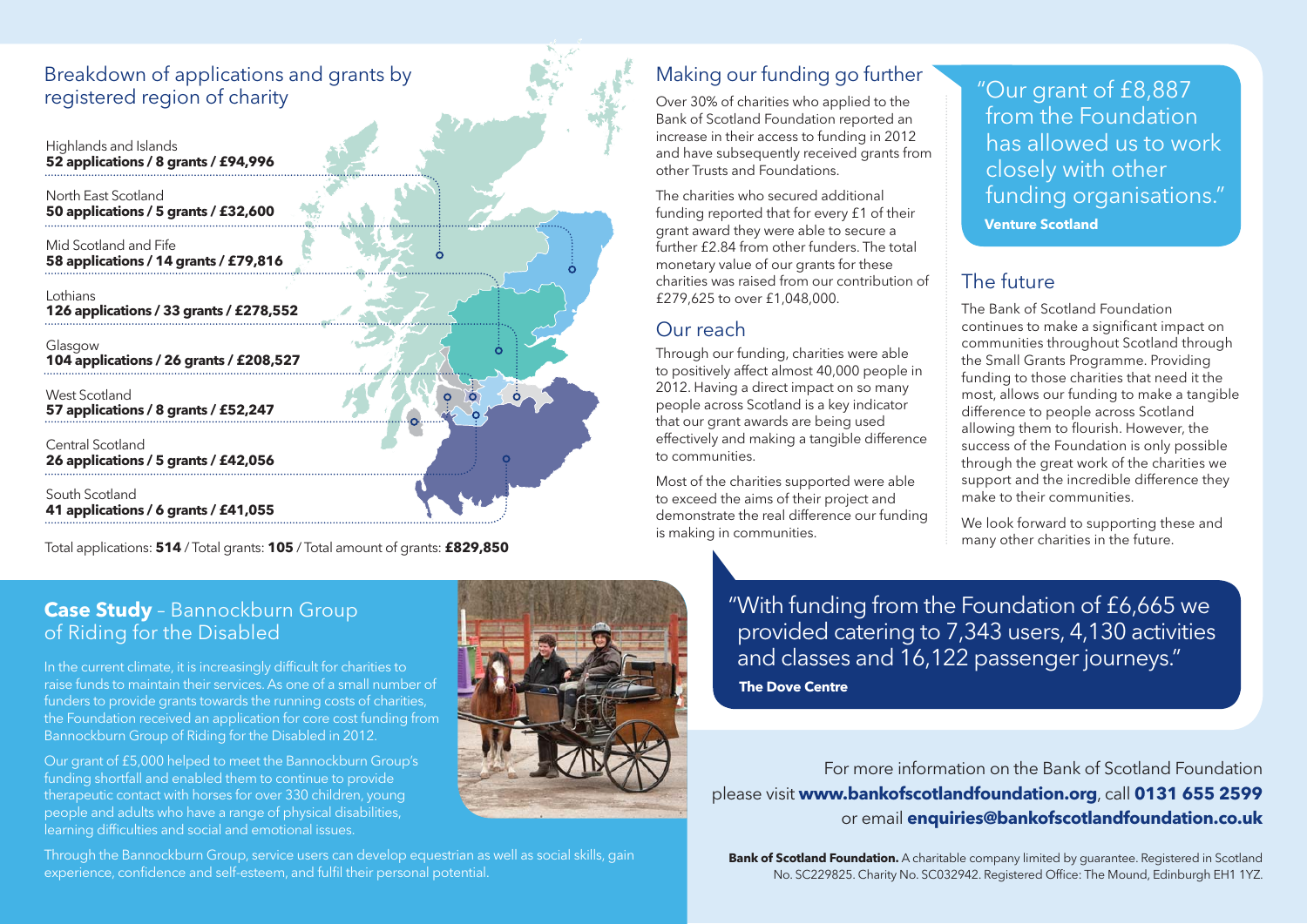## Breakdown of applications and grants by registered region of charity

Highlands and Islands
**52 applications / 8 grants / £94,996**

North East Scotland
**50 applications / 5 grants / £32,600**

Mid Scotland and Fife
**58 applications / 14 grants / £79,816**

Lothians
**126 applications / 33 grants / £278,552**

Glasgow
**104 applications / 26 grants / £208,527**

West Scotland
**57 applications / 8 grants / £52,247**

Central Scotland
**26 applications / 5 grants / £42,056**

South Scotland
**41 applications / 6 grants / £41,055**

Total applications: **514** / Total grants: **105** / Total amount of grants: **£829,850**

## Making our funding go further

Over 30% of charities who applied to the Bank of Scotland Foundation reported an increase in their access to funding in 2012 and have subsequently received grants from other Trusts and Foundations.

The charities who secured additional funding reported that for every £1 of their grant award they were able to secure a further £2.84 from other funders. The total monetary value of our grants for these charities was raised from our contribution of £279,625 to over £1,048,000.

## Our reach

Through our funding, charities were able to positively affect almost 40,000 people in 2012. Having a direct impact on so many people across Scotland is a key indicator that our grant awards are being used effectively and making a tangible difference to communities.

Most of the charities supported were able to exceed the aims of their project and demonstrate the real difference our funding is making in communities.

"Our grant of £8,887 from the Foundation has allowed us to work closely with other funding organisations."
**Venture Scotland**

## The future

The Bank of Scotland Foundation continues to make a significant impact on communities throughout Scotland through the Small Grants Programme. Providing funding to those charities that need it the most, allows our funding to make a tangible difference to people across Scotland allowing them to flourish. However, the success of the Foundation is only possible through the great work of the charities we support and the incredible difference they make to their communities.

We look forward to supporting these and many other charities in the future.

## **Case Study** – Bannockburn Group of Riding for the Disabled

In the current climate, it is increasingly difficult for charities to raise funds to maintain their services. As one of a small number of funders to provide grants towards the running costs of charities, the Foundation received an application for core cost funding from Bannockburn Group of Riding for the Disabled in 2012.

Our grant of £5,000 helped to meet the Bannockburn Group's funding shortfall and enabled them to continue to provide therapeutic contact with horses for over 330 children, young people and adults who have a range of physical disabilities, learning difficulties and social and emotional issues.

Through the Bannockburn Group, service users can develop equestrian as well as social skills, gain experience, confidence and self-esteem, and fulfil their personal potential.

"With funding from the Foundation of £6,665 we provided catering to 7,343 users, 4,130 activities and classes and 16,122 passenger journeys."
**The Dove Centre**

For more information on the Bank of Scotland Foundation please visit **www.bankofscotlandfoundation.org**, call **0131 655 2599** or email **enquiries@bankofscotlandfoundation.co.uk**

**Bank of Scotland Foundation.** A charitable company limited by guarantee. Registered in Scotland No. SC229825. Charity No. SC032942. Registered Office: The Mound, Edinburgh EH1 1YZ.